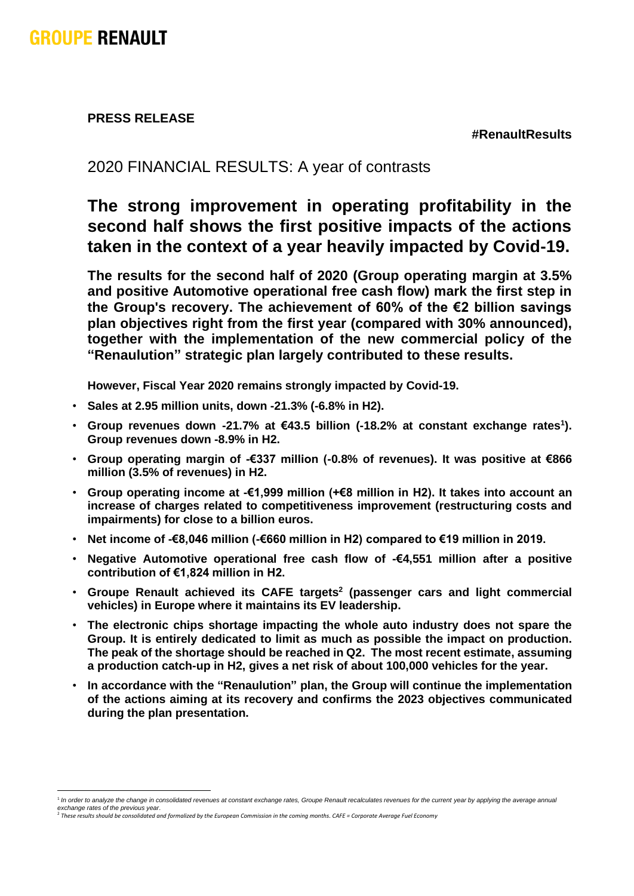GROUPE RENAULT

**PRESS RELEASE**

**#RenaultResults**

2020 FINANCIAL RESULTS: A year of contrasts

# The strong improvement in operating profitability in the second half shows the first positive impacts of the actions taken in the context of a year heavily impacted by Covid-19.

**The results for the second half of 2020 (Group operating margin at 3.5% and positive Automotive operational free cash flow) mark the first step in the Group's recovery. The achievement of 60% of the €2 billion savings plan objectives right from the first year (compared with 30% announced), together with the implementation of the new commercial policy of the "Renaulution" strategic plan largely contributed to these results.**

**However, Fiscal Year 2020 remains strongly impacted by Covid-19.**

- **Sales at 2.95 million units, down -21.3% (-6.8% in H2).**
- **Group revenues down -21.7% at €43.5 billion (-18.2% at constant exchange rates[1]). Group revenues down -8.9% in H2.**
- **Group operating margin of -€337 million (-0.8% of revenues). It was positive at €866 million (3.5% of revenues) in H2.**
- **Group operating income at -€1,999 million (+€8 million in H2). It takes into account an increase of charges related to competitiveness improvement (restructuring costs and impairments) for close to a billion euros.**
- **Net income of -€8,046 million (-€660 million in H2) compared to €19 million in 2019.**
- **Negative Automotive operational free cash flow of -€4,551 million after a positive contribution of €1,824 million in H2.**
- **Groupe Renault achieved its CAFE targets[2] (passenger cars and light commercial vehicles) in Europe where it maintains its EV leadership.**
- **The electronic chips shortage impacting the whole auto industry does not spare the Group. It is entirely dedicated to limit as much as possible the impact on production. The peak of the shortage should be reached in Q2. The most recent estimate, assuming a production catch-up in H2, gives a net risk of about 100,000 vehicles for the year.**
- **In accordance with the "Renaulution" plan, the Group will continue the implementation of the actions aiming at its recovery and confirms the 2023 objectives communicated during the plan presentation.**

---

[1] *In order to analyze the change in consolidated revenues at constant exchange rates, Groupe Renault recalculates revenues for the current year by applying the average annual exchange rates of the previous year.*

[2] *These results should be consolidated and formalized by the European Commission in the coming months. CAFE = Corporate Average Fuel Economy*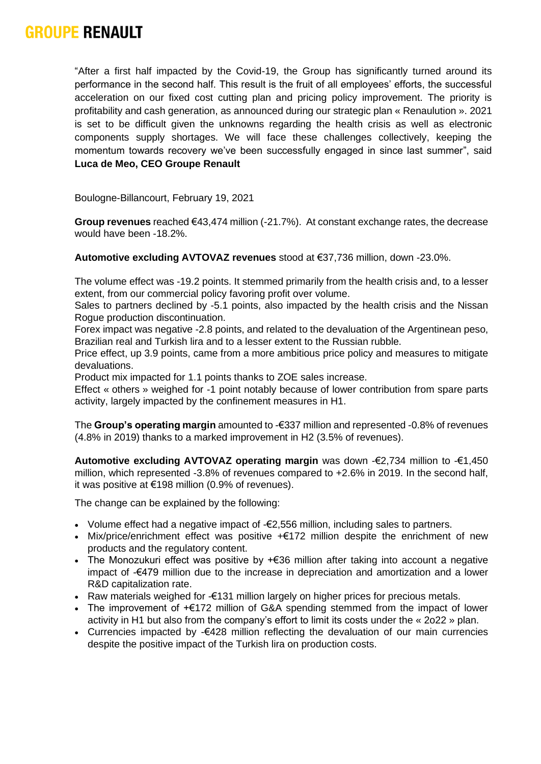"After a first half impacted by the Covid-19, the Group has significantly turned around its performance in the second half. This result is the fruit of all employees' efforts, the successful acceleration on our fixed cost cutting plan and pricing policy improvement. The priority is profitability and cash generation, as announced during our strategic plan « Renaulution ». 2021 is set to be difficult given the unknowns regarding the health crisis as well as electronic components supply shortages. We will face these challenges collectively, keeping the momentum towards recovery we've been successfully engaged in since last summer", said **Luca de Meo, CEO Groupe Renault**

Boulogne-Billancourt, February 19, 2021

**Group revenues** reached €43,474 million (-21.7%). At constant exchange rates, the decrease would have been -18.2%.

**Automotive excluding AVTOVAZ revenues** stood at €37,736 million, down -23.0%.

The volume effect was -19.2 points. It stemmed primarily from the health crisis and, to a lesser extent, from our commercial policy favoring profit over volume.
Sales to partners declined by -5.1 points, also impacted by the health crisis and the Nissan Rogue production discontinuation.
Forex impact was negative -2.8 points, and related to the devaluation of the Argentinean peso, Brazilian real and Turkish lira and to a lesser extent to the Russian rubble.
Price effect, up 3.9 points, came from a more ambitious price policy and measures to mitigate devaluations.
Product mix impacted for 1.1 points thanks to ZOE sales increase.
Effect « others » weighed for -1 point notably because of lower contribution from spare parts activity, largely impacted by the confinement measures in H1.

The **Group's operating margin** amounted to -€337 million and represented -0.8% of revenues (4.8% in 2019) thanks to a marked improvement in H2 (3.5% of revenues).

**Automotive excluding AVTOVAZ operating margin** was down -€2,734 million to -€1,450 million, which represented -3.8% of revenues compared to +2.6% in 2019. In the second half, it was positive at €198 million (0.9% of revenues).

The change can be explained by the following:

- Volume effect had a negative impact of -€2,556 million, including sales to partners.
- Mix/price/enrichment effect was positive +€172 million despite the enrichment of new products and the regulatory content.
- The Monozukuri effect was positive by +€36 million after taking into account a negative impact of -€479 million due to the increase in depreciation and amortization and a lower R&D capitalization rate.
- Raw materials weighed for -€131 million largely on higher prices for precious metals.
- The improvement of +€172 million of G&A spending stemmed from the impact of lower activity in H1 but also from the company's effort to limit its costs under the « 2o22 » plan.
- Currencies impacted by -€428 million reflecting the devaluation of our main currencies despite the positive impact of the Turkish lira on production costs.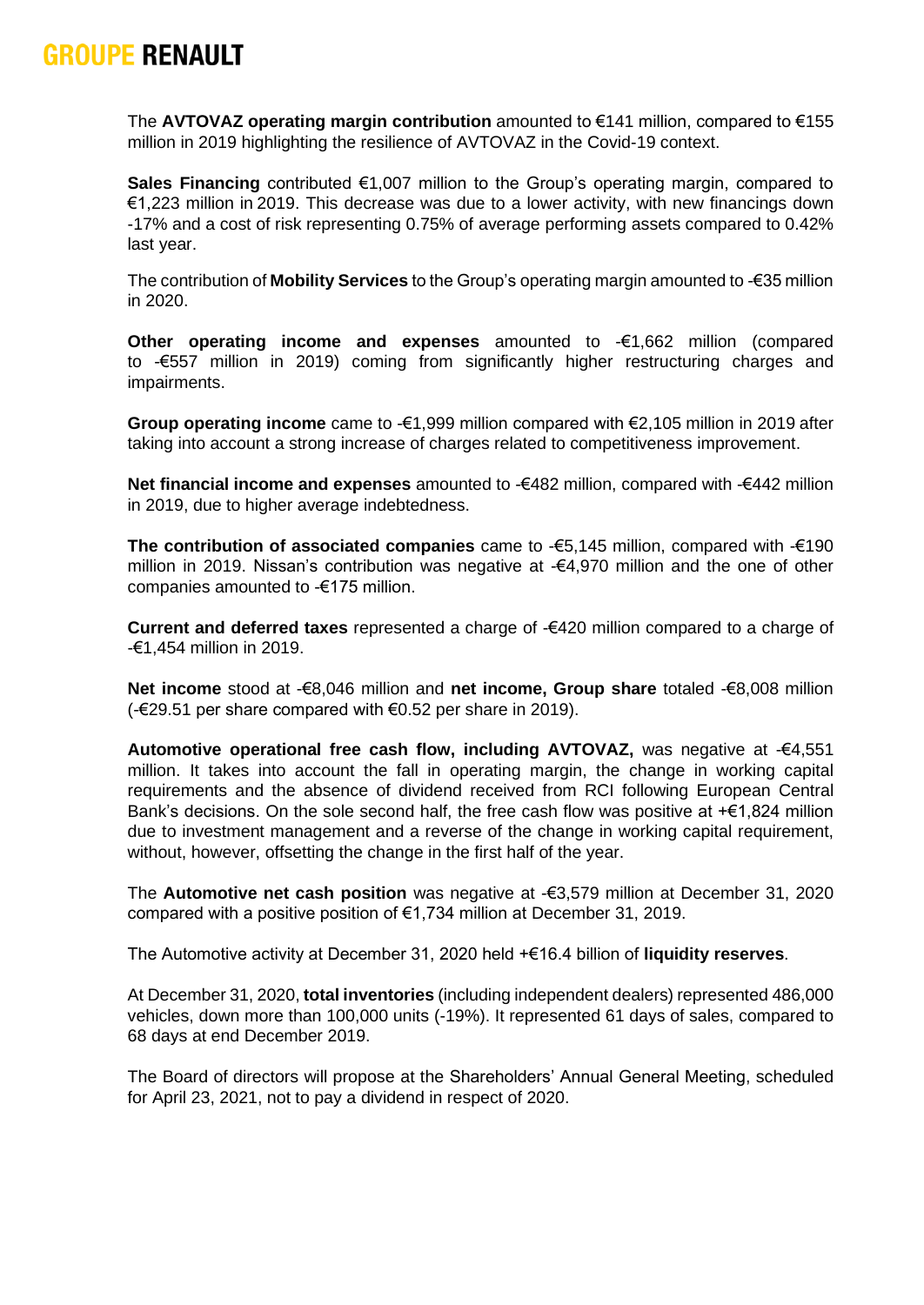The **AVTOVAZ operating margin contribution** amounted to €141 million, compared to €155 million in 2019 highlighting the resilience of AVTOVAZ in the Covid-19 context.

**Sales Financing** contributed €1,007 million to the Group's operating margin, compared to €1,223 million in 2019. This decrease was due to a lower activity, with new financings down -17% and a cost of risk representing 0.75% of average performing assets compared to 0.42% last year.

The contribution of **Mobility Services** to the Group's operating margin amounted to -€35 million in 2020.

**Other operating income and expenses** amounted to -€1,662 million (compared to -€557 million in 2019) coming from significantly higher restructuring charges and impairments.

**Group operating income** came to -€1,999 million compared with €2,105 million in 2019 after taking into account a strong increase of charges related to competitiveness improvement.

**Net financial income and expenses** amounted to -€482 million, compared with -€442 million in 2019, due to higher average indebtedness.

**The contribution of associated companies** came to -€5,145 million, compared with -€190 million in 2019. Nissan's contribution was negative at -€4,970 million and the one of other companies amounted to -€175 million.

**Current and deferred taxes** represented a charge of -€420 million compared to a charge of -€1,454 million in 2019.

**Net income** stood at -€8,046 million and **net income, Group share** totaled -€8,008 million (-€29.51 per share compared with €0.52 per share in 2019).

**Automotive operational free cash flow, including AVTOVAZ,** was negative at -€4,551 million. It takes into account the fall in operating margin, the change in working capital requirements and the absence of dividend received from RCI following European Central Bank's decisions. On the sole second half, the free cash flow was positive at +€1,824 million due to investment management and a reverse of the change in working capital requirement, without, however, offsetting the change in the first half of the year.

The **Automotive net cash position** was negative at -€3,579 million at December 31, 2020 compared with a positive position of €1,734 million at December 31, 2019.

The Automotive activity at December 31, 2020 held +€16.4 billion of **liquidity reserves**.

At December 31, 2020, **total inventories** (including independent dealers) represented 486,000 vehicles, down more than 100,000 units (-19%). It represented 61 days of sales, compared to 68 days at end December 2019.

The Board of directors will propose at the Shareholders' Annual General Meeting, scheduled for April 23, 2021, not to pay a dividend in respect of 2020.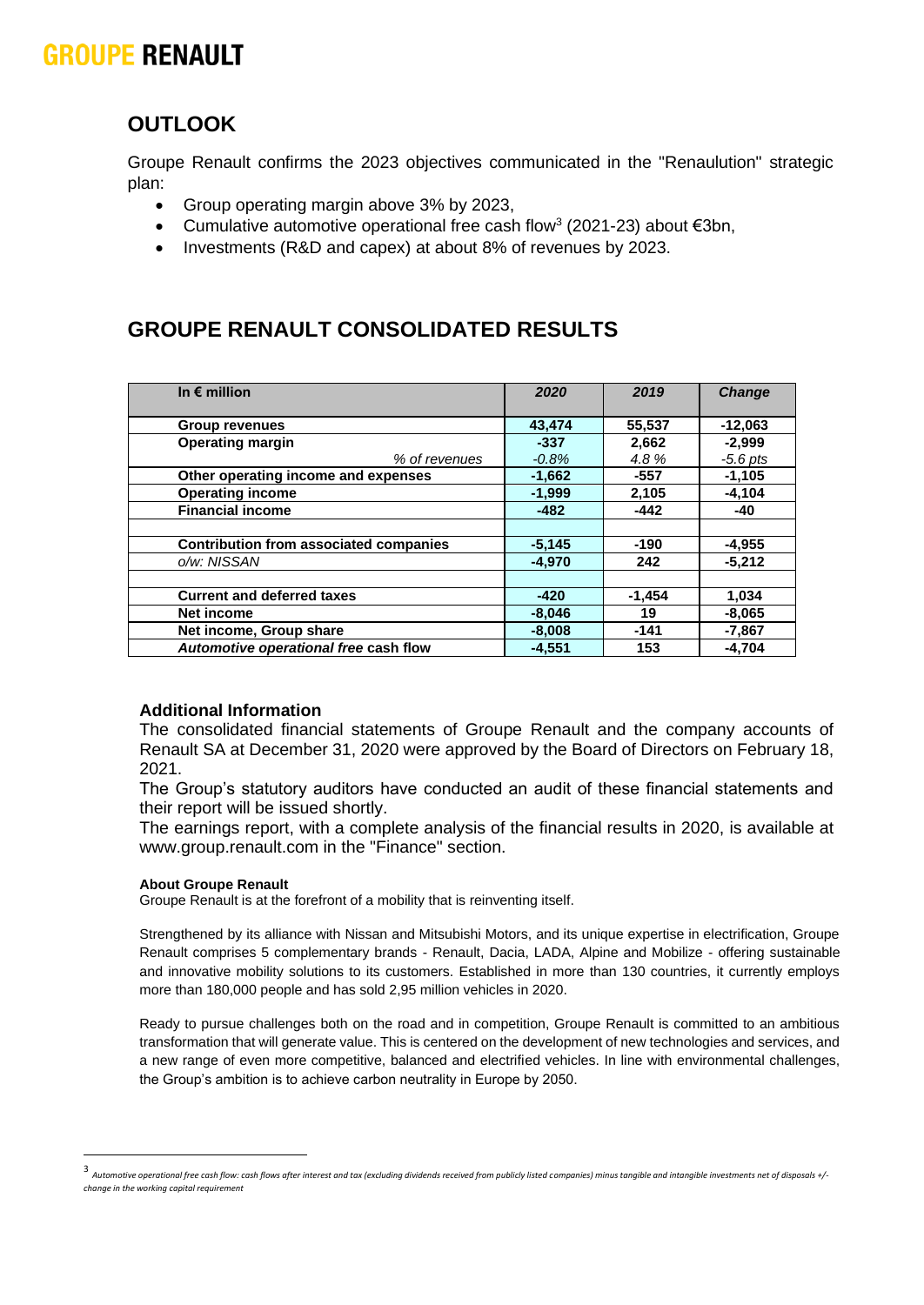## OUTLOOK

Groupe Renault confirms the 2023 objectives communicated in the "Renaulution" strategic plan:

- Group operating margin above 3% by 2023,
- Cumulative automotive operational free cash flow[3] (2021-23) about €3bn,
- Investments (R&D and capex) at about 8% of revenues by 2023.

## GROUPE RENAULT CONSOLIDATED RESULTS

| In € million | *2020* | *2019* | *Change* |
|---|---|---|---|
| **Group revenues** | **43,474** | **55,537** | **-12,063** |
| **Operating margin** | **-337** | **2,662** | **-2,999** |
| *% of revenues* | *-0.8%* | *4.8 %* | *-5.6 pts* |
| **Other operating income and expenses** | **-1,662** | **-557** | **-1,105** |
| **Operating income** | **-1,999** | **2,105** | **-4,104** |
| **Financial income** | **-482** | **-442** | **-40** |
| | | | |
| **Contribution from associated companies** | **-5,145** | **-190** | **-4,955** |
| *o/w: NISSAN* | **-4,970** | **242** | **-5,212** |
| | | | |
| **Current and deferred taxes** | **-420** | **-1,454** | **1,034** |
| **Net income** | **-8,046** | **19** | **-8,065** |
| **Net income, Group share** | **-8,008** | **-141** | **-7,867** |
| ***Automotive operational free* cash flow** | **-4,551** | **153** | **-4,704** |

### Additional Information

The consolidated financial statements of Groupe Renault and the company accounts of Renault SA at December 31, 2020 were approved by the Board of Directors on February 18, 2021.

The Group's statutory auditors have conducted an audit of these financial statements and their report will be issued shortly.

The earnings report, with a complete analysis of the financial results in 2020, is available at www.group.renault.com in the "Finance" section.

**About Groupe Renault**

Groupe Renault is at the forefront of a mobility that is reinventing itself.

Strengthened by its alliance with Nissan and Mitsubishi Motors, and its unique expertise in electrification, Groupe Renault comprises 5 complementary brands - Renault, Dacia, LADA, Alpine and Mobilize - offering sustainable and innovative mobility solutions to its customers. Established in more than 130 countries, it currently employs more than 180,000 people and has sold 2,95 million vehicles in 2020.

Ready to pursue challenges both on the road and in competition, Groupe Renault is committed to an ambitious transformation that will generate value. This is centered on the development of new technologies and services, and a new range of even more competitive, balanced and electrified vehicles. In line with environmental challenges, the Group's ambition is to achieve carbon neutrality in Europe by 2050.

---

[3] *Automotive operational free cash flow: cash flows after interest and tax (excluding dividends received from publicly listed companies) minus tangible and intangible investments net of disposals +/- change in the working capital requirement*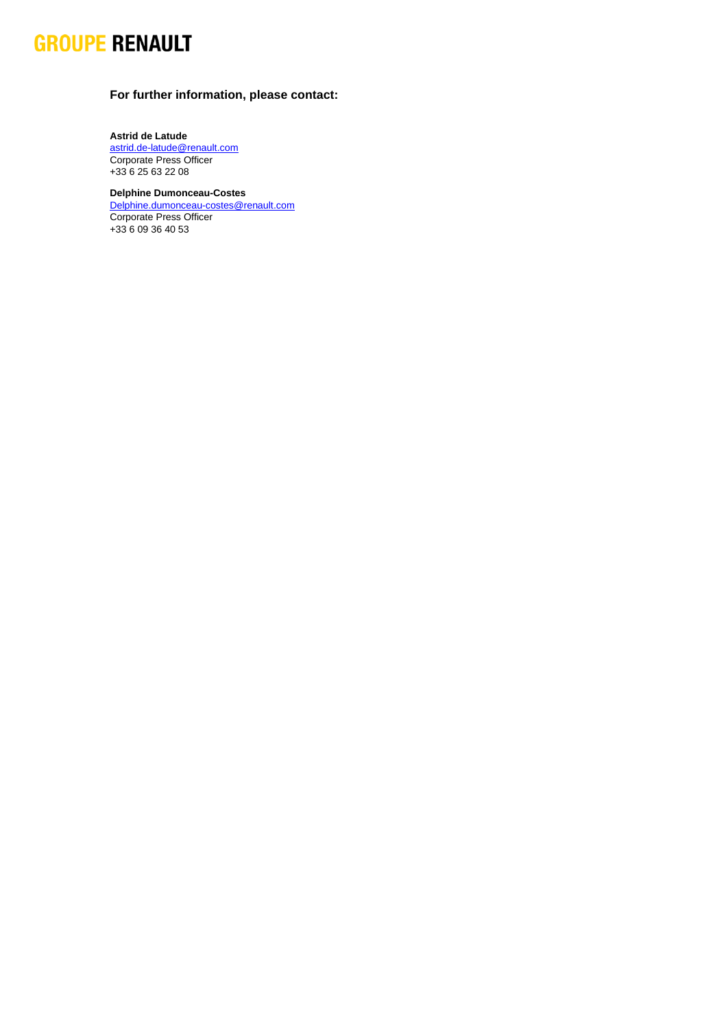**GROUPE RENAULT**

**For further information, please contact:**

**Astrid de Latude**
astrid.de-latude@renault.com
Corporate Press Officer
+33 6 25 63 22 08

**Delphine Dumonceau-Costes**
Delphine.dumonceau-costes@renault.com
Corporate Press Officer
+33 6 09 36 40 53